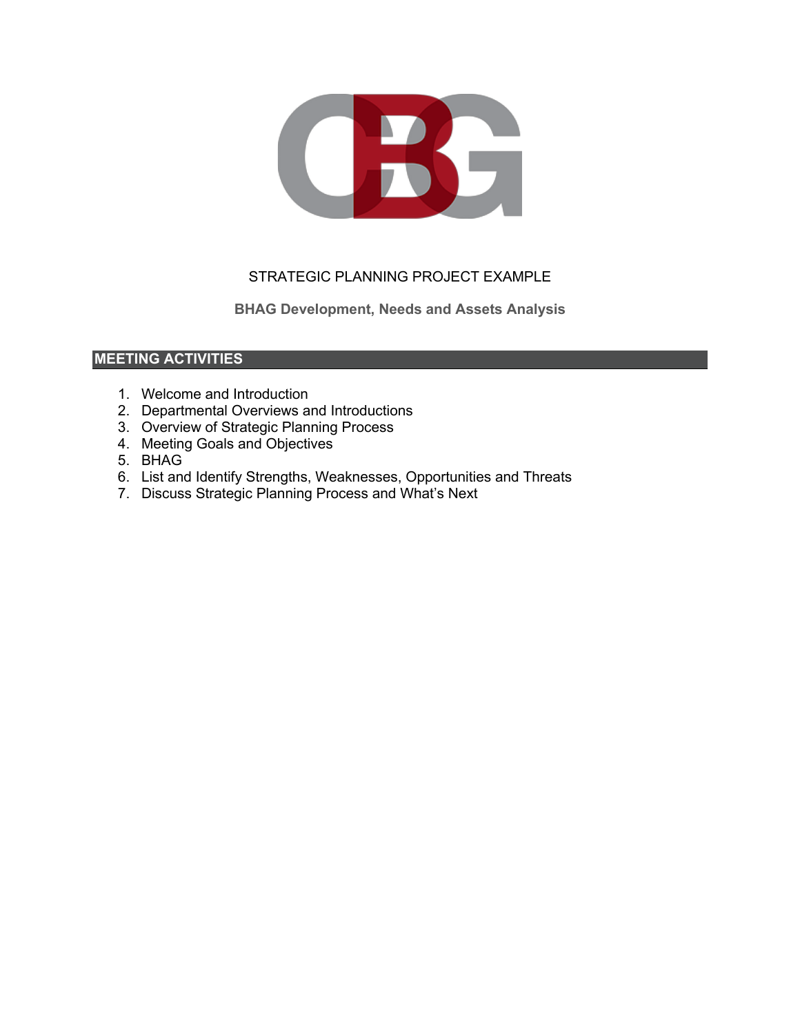# STRATEGIC PLANNING PROJECT EXAMPLE

## BHAG Development, Needs and Assets Analysis

### MEETING ACTIVITIES

1. Welcome and Introduction
2. Departmental Overviews and Introductions
3. Overview of Strategic Planning Process
4. Meeting Goals and Objectives
5. BHAG
6. List and Identify Strengths, Weaknesses, Opportunities and Threats
7. Discuss Strategic Planning Process and What's Next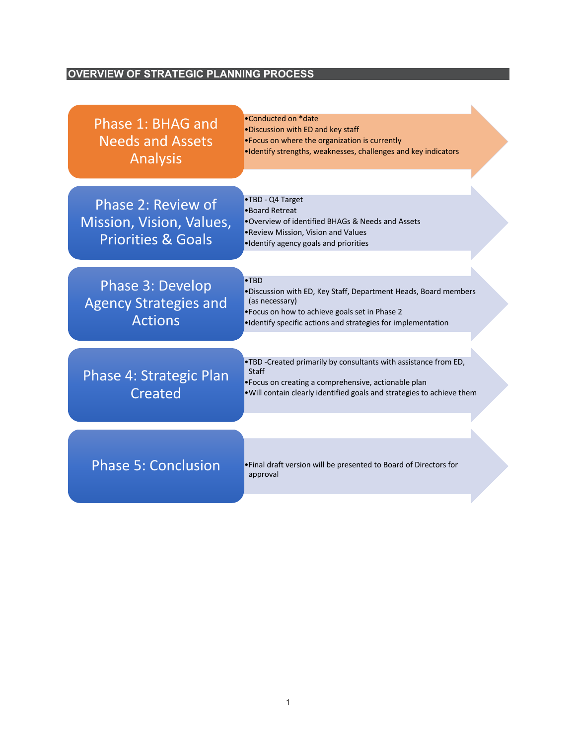## OVERVIEW OF STRATEGIC PLANNING PROCESS

### Phase 1: BHAG and Needs and Assets Analysis

- Conducted on *date
- Discussion with ED and key staff
- Focus on where the organization is currently
- Identify strengths, weaknesses, challenges and key indicators

### Phase 2: Review of Mission, Vision, Values, Priorities & Goals

- TBD - Q4 Target
- Board Retreat
- Overview of identified BHAGs & Needs and Assets
- Review Mission, Vision and Values
- Identify agency goals and priorities

### Phase 3: Develop Agency Strategies and Actions

- TBD
- Discussion with ED, Key Staff, Department Heads, Board members (as necessary)
- Focus on how to achieve goals set in Phase 2
- Identify specific actions and strategies for implementation

### Phase 4: Strategic Plan Created

- TBD -Created primarily by consultants with assistance from ED, Staff
- Focus on creating a comprehensive, actionable plan
- Will contain clearly identified goals and strategies to achieve them

### Phase 5: Conclusion

- Final draft version will be presented to Board of Directors for approval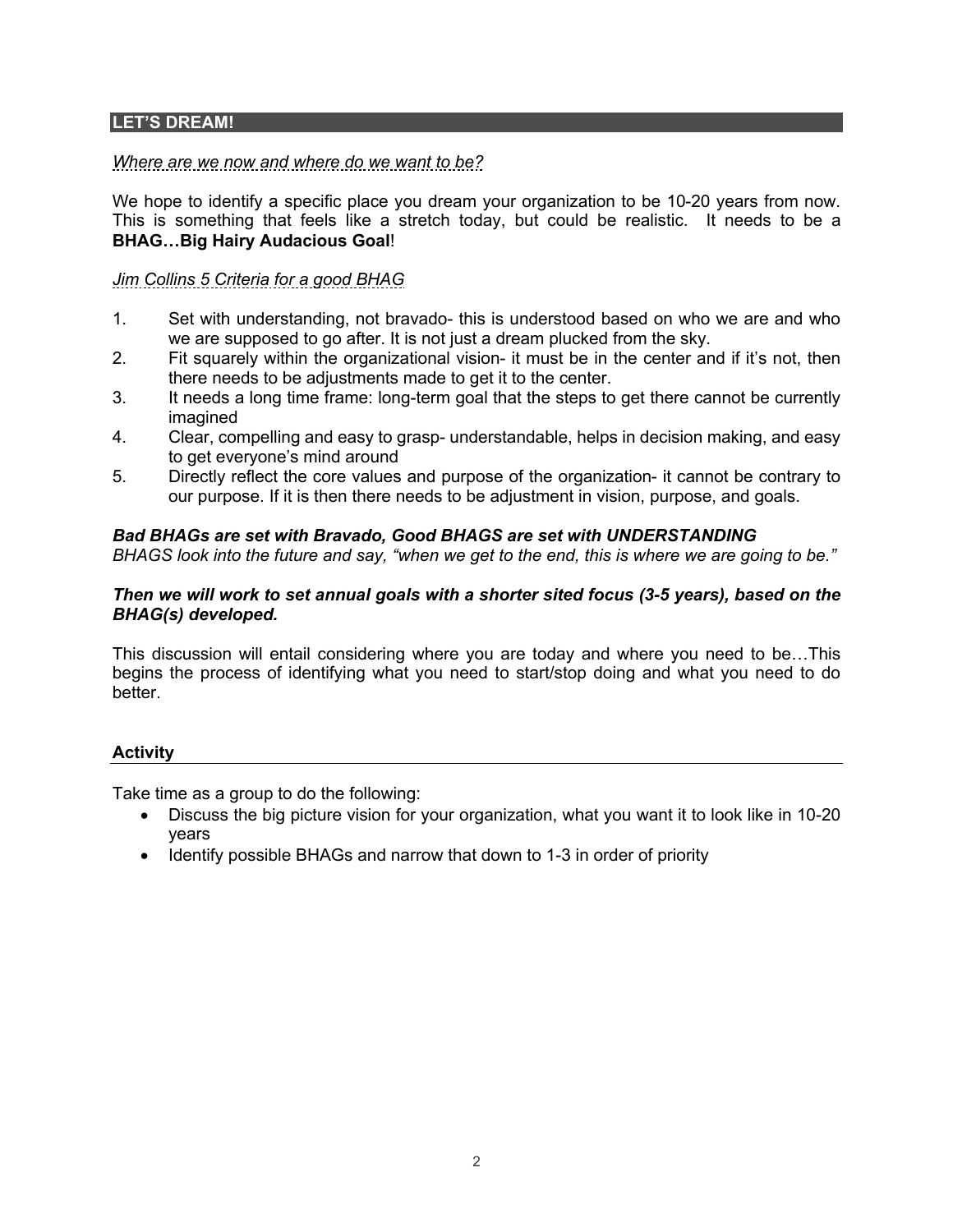## LET'S DREAM!

*Where are we now and where do we want to be?*

We hope to identify a specific place you dream your organization to be 10-20 years from now. This is something that feels like a stretch today, but could be realistic. It needs to be a **BHAG…Big Hairy Audacious Goal**!

*Jim Collins 5 Criteria for a good BHAG*

1. Set with understanding, not bravado- this is understood based on who we are and who we are supposed to go after. It is not just a dream plucked from the sky.
2. Fit squarely within the organizational vision- it must be in the center and if it's not, then there needs to be adjustments made to get it to the center.
3. It needs a long time frame: long-term goal that the steps to get there cannot be currently imagined
4. Clear, compelling and easy to grasp- understandable, helps in decision making, and easy to get everyone's mind around
5. Directly reflect the core values and purpose of the organization- it cannot be contrary to our purpose. If it is then there needs to be adjustment in vision, purpose, and goals.

***Bad BHAGs are set with Bravado, Good BHAGS are set with UNDERSTANDING***
*BHAGS look into the future and say, "when we get to the end, this is where we are going to be."*

***Then we will work to set annual goals with a shorter sited focus (3-5 years), based on the BHAG(s) developed.***

This discussion will entail considering where you are today and where you need to be…This begins the process of identifying what you need to start/stop doing and what you need to do better.

### Activity

Take time as a group to do the following:

- Discuss the big picture vision for your organization, what you want it to look like in 10-20 years
- Identify possible BHAGs and narrow that down to 1-3 in order of priority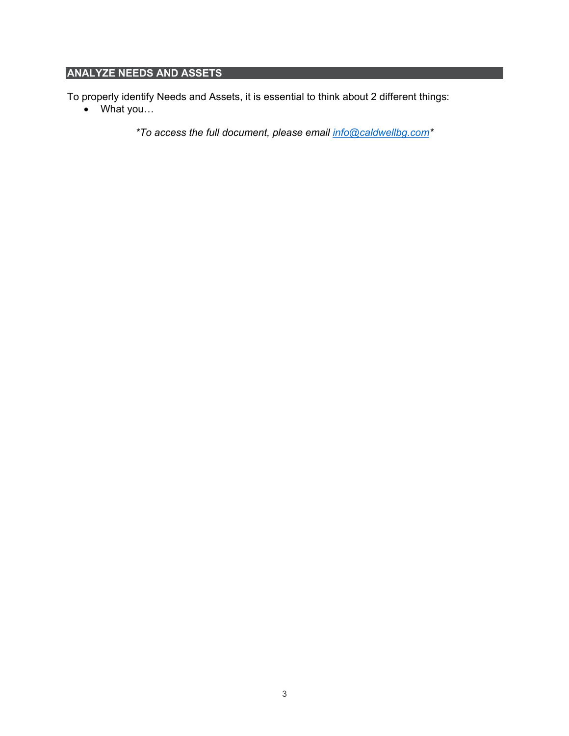## ANALYZE NEEDS AND ASSETS

To properly identify Needs and Assets, it is essential to think about 2 different things:

- What you…

*\*To access the full document, please email [info@caldwellbg.com](mailto:info@caldwellbg.com)\**